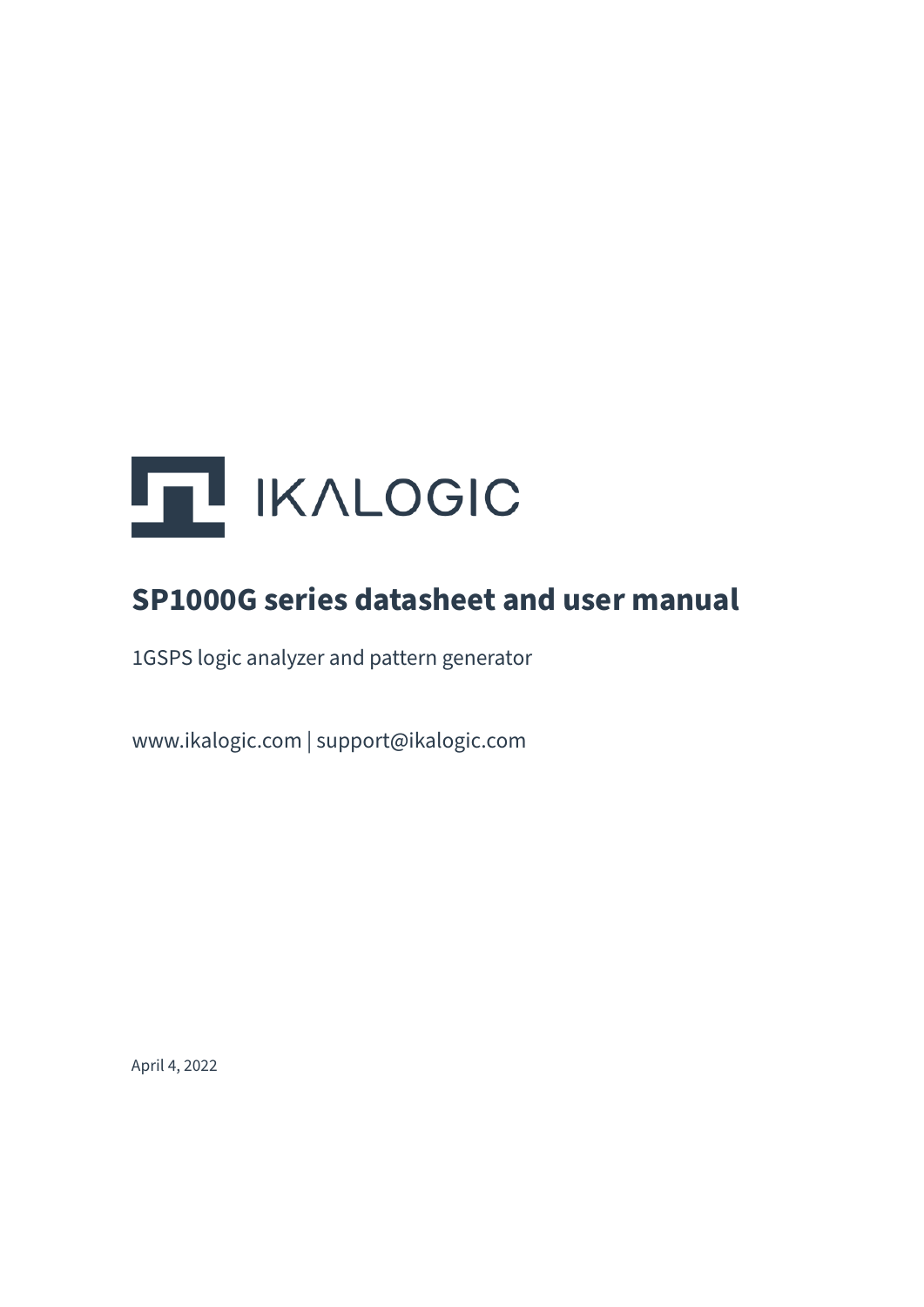IKALOGIC

# SP1000G series datasheet and user manual

1GSPS logic analyzer and pattern generator

www.ikalogic.com | support@ikalogic.com

April 4, 2022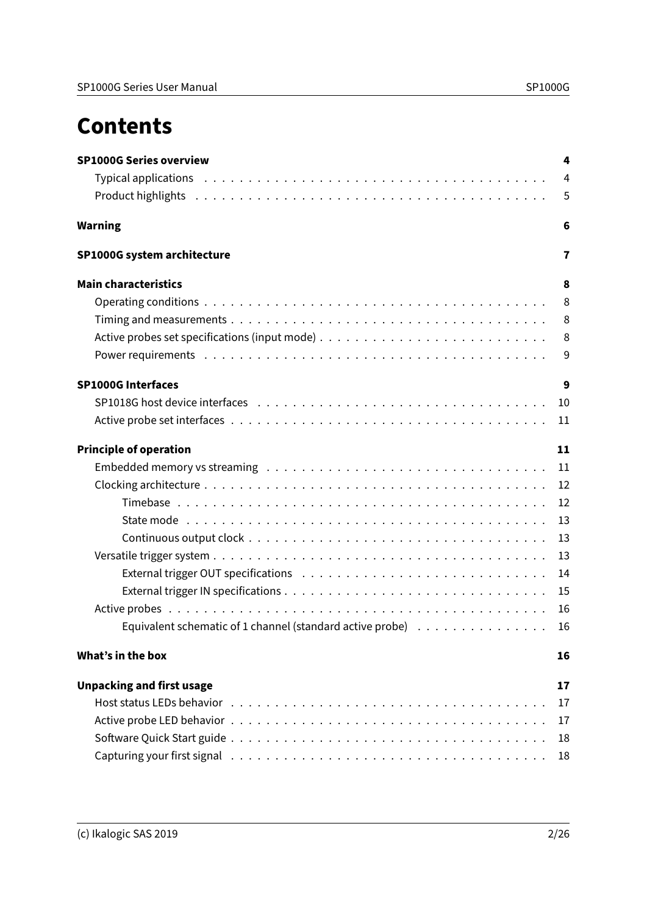# Contents

**SP1000G Series overview** 4
- Typical applications 4
- Product highlights 5

**Warning** 6

**SP1000G system architecture** 7

**Main characteristics** 8
- Operating conditions 8
- Timing and measurements 8
- Active probes set specifications (input mode) 8
- Power requirements 9

**SP1000G Interfaces** 9
- SP1018G host device interfaces 10
- Active probe set interfaces 11

**Principle of operation** 11
- Embedded memory vs streaming 11
- Clocking architecture 12
  - Timebase 12
  - State mode 13
  - Continuous output clock 13
- Versatile trigger system 13
  - External trigger OUT specifications 14
  - External trigger IN specifications 15
- Active probes 16
  - Equivalent schematic of 1 channel (standard active probe) 16

**What's in the box** 16

**Unpacking and first usage** 17
- Host status LEDs behavior 17
- Active probe LED behavior 17
- Software Quick Start guide 18
- Capturing your first signal 18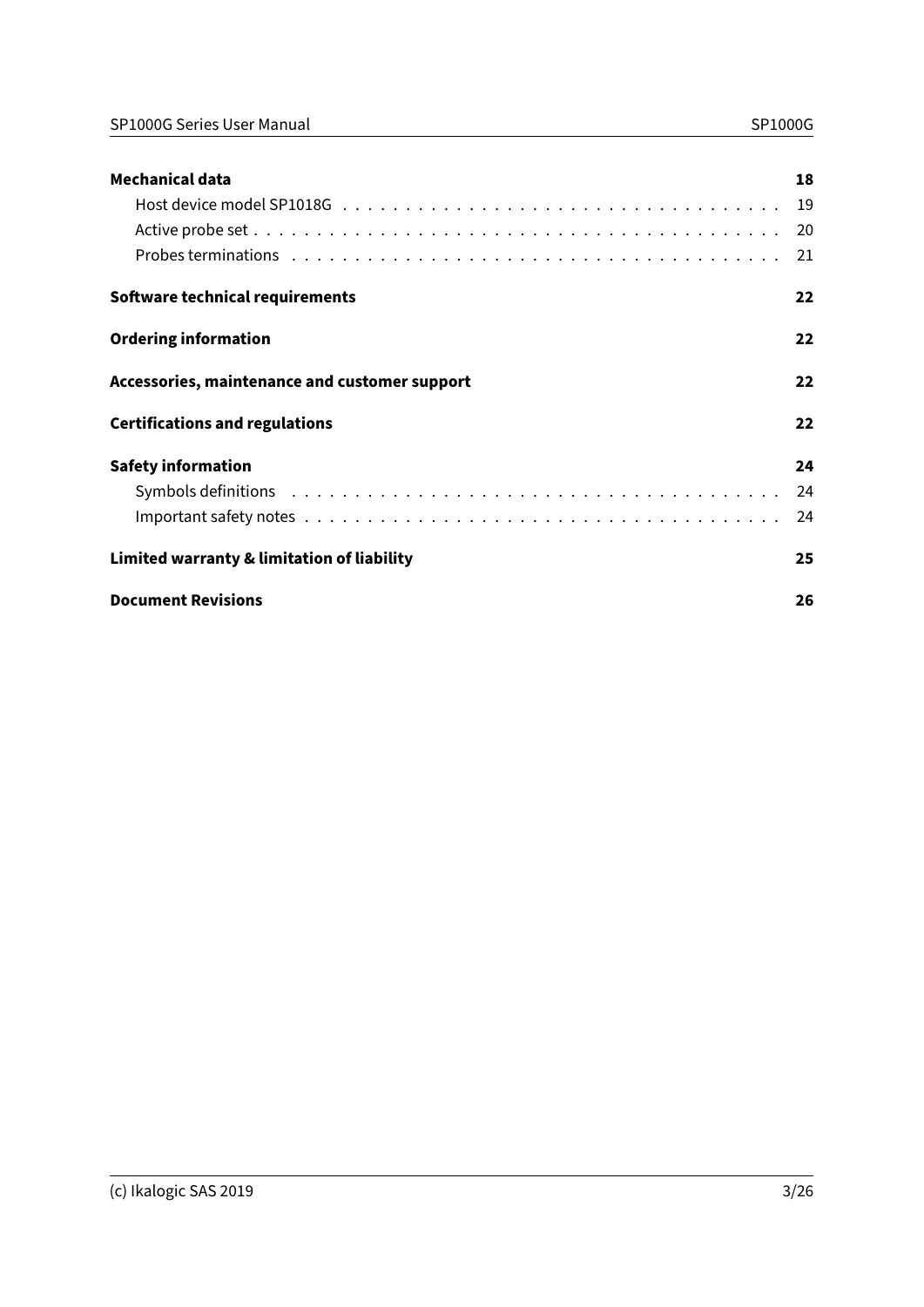**Mechanical data** 18

- Host device model SP1018G . . . . . . . . . . . . . . . . . . . . . . . . . . . . . . . . . 19
- Active probe set . . . . . . . . . . . . . . . . . . . . . . . . . . . . . . . . . . . . . . . . 20
- Probes terminations . . . . . . . . . . . . . . . . . . . . . . . . . . . . . . . . . . . . . 21

**Software technical requirements** 22

**Ordering information** 22

**Accessories, maintenance and customer support** 22

**Certifications and regulations** 22

**Safety information** 24

- Symbols definitions . . . . . . . . . . . . . . . . . . . . . . . . . . . . . . . . . . . . . 24
- Important safety notes . . . . . . . . . . . . . . . . . . . . . . . . . . . . . . . . . . . 24

**Limited warranty & limitation of liability** 25

**Document Revisions** 26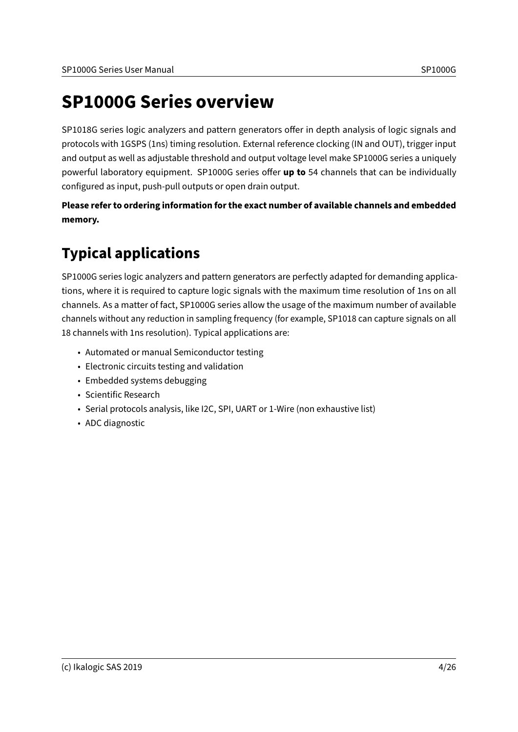# SP1000G Series overview

SP1018G series logic analyzers and pattern generators offer in depth analysis of logic signals and protocols with 1GSPS (1ns) timing resolution. External reference clocking (IN and OUT), trigger input and output as well as adjustable threshold and output voltage level make SP1000G series a uniquely powerful laboratory equipment. SP1000G series offer **up to** 54 channels that can be individually configured as input, push-pull outputs or open drain output.

**Please refer to ordering information for the exact number of available channels and embedded memory.**

# Typical applications

SP1000G series logic analyzers and pattern generators are perfectly adapted for demanding applications, where it is required to capture logic signals with the maximum time resolution of 1ns on all channels. As a matter of fact, SP1000G series allow the usage of the maximum number of available channels without any reduction in sampling frequency (for example, SP1018 can capture signals on all 18 channels with 1ns resolution). Typical applications are:

- Automated or manual Semiconductor testing
- Electronic circuits testing and validation
- Embedded systems debugging
- Scientific Research
- Serial protocols analysis, like I2C, SPI, UART or 1-Wire (non exhaustive list)
- ADC diagnostic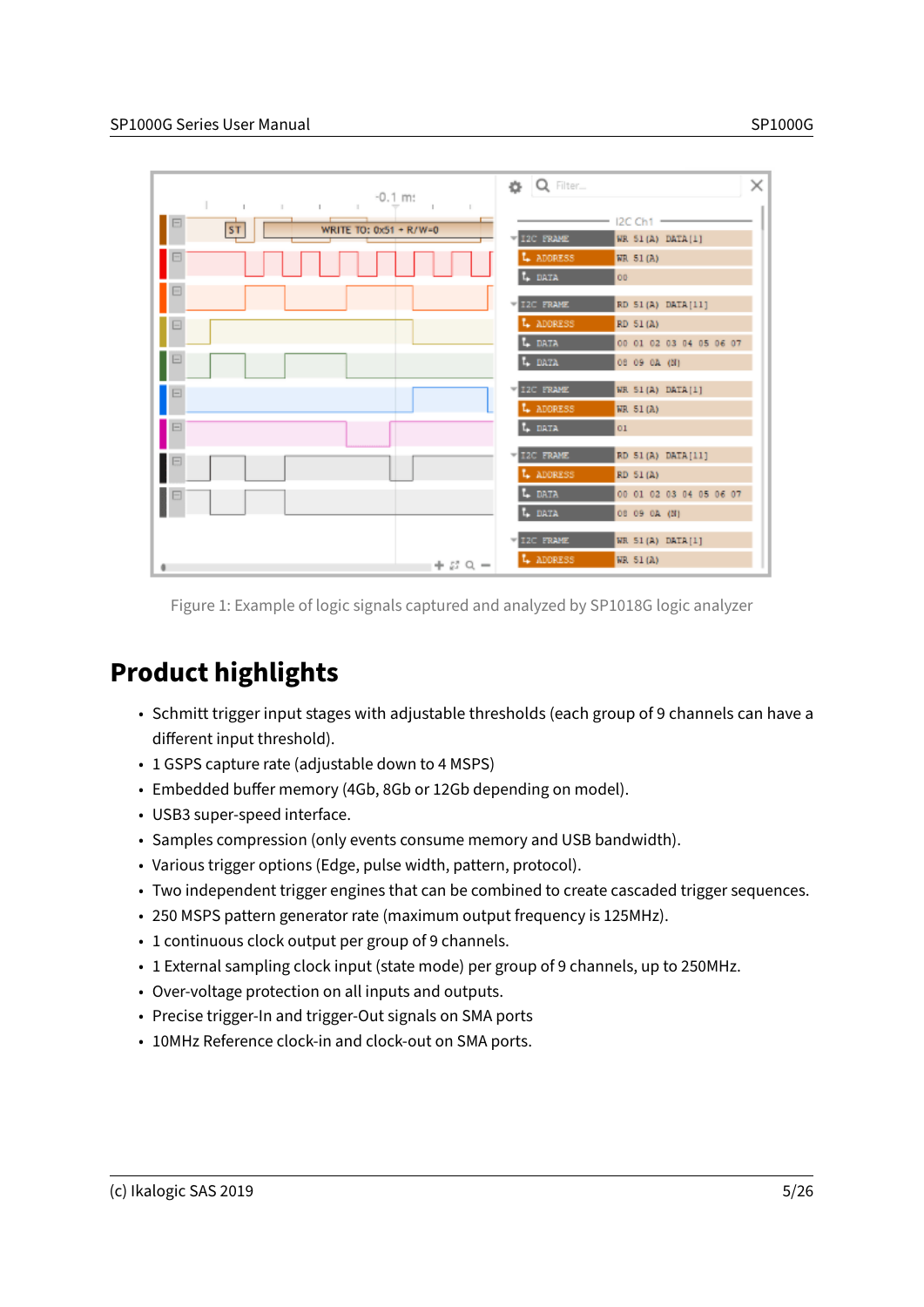Figure 1: Example of logic signals captured and analyzed by SP1018G logic analyzer

## Product highlights

- Schmitt trigger input stages with adjustable thresholds (each group of 9 channels can have a different input threshold).
- 1 GSPS capture rate (adjustable down to 4 MSPS)
- Embedded buffer memory (4Gb, 8Gb or 12Gb depending on model).
- USB3 super-speed interface.
- Samples compression (only events consume memory and USB bandwidth).
- Various trigger options (Edge, pulse width, pattern, protocol).
- Two independent trigger engines that can be combined to create cascaded trigger sequences.
- 250 MSPS pattern generator rate (maximum output frequency is 125MHz).
- 1 continuous clock output per group of 9 channels.
- 1 External sampling clock input (state mode) per group of 9 channels, up to 250MHz.
- Over-voltage protection on all inputs and outputs.
- Precise trigger-In and trigger-Out signals on SMA ports
- 10MHz Reference clock-in and clock-out on SMA ports.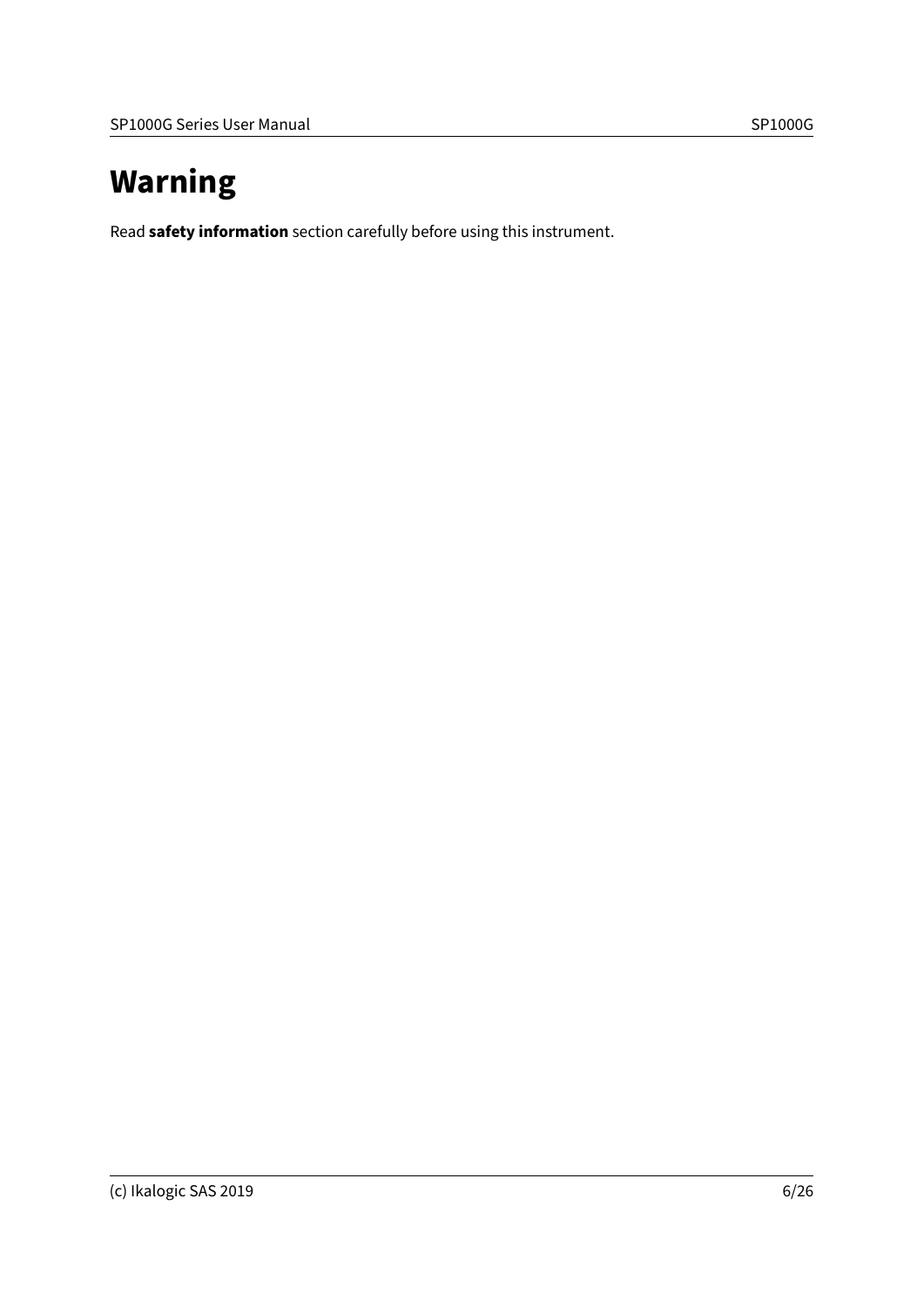# Warning

Read **safety information** section carefully before using this instrument.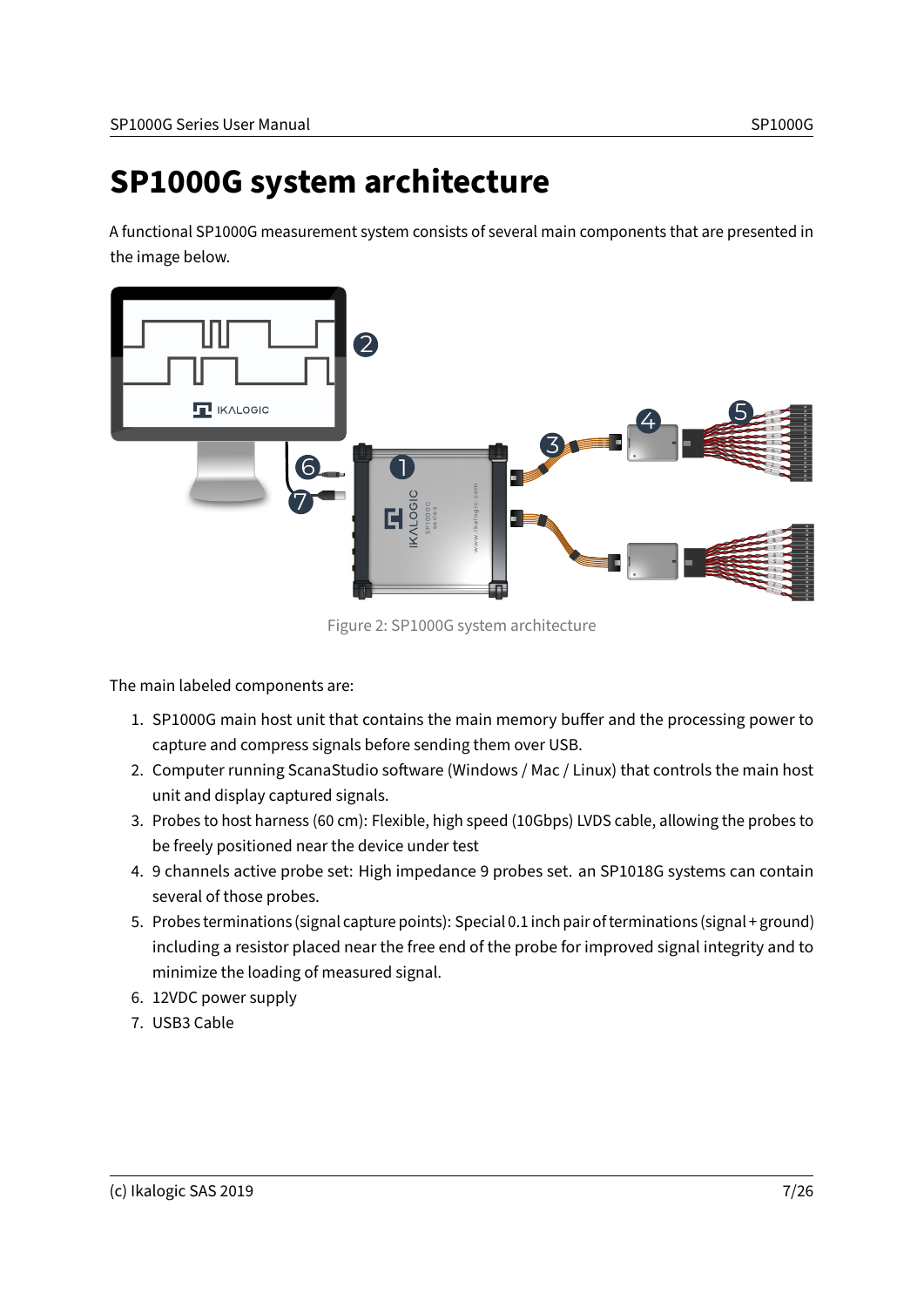# SP1000G system architecture

A functional SP1000G measurement system consists of several main components that are presented in the image below.

Figure 2: SP1000G system architecture

The main labeled components are:

1. SP1000G main host unit that contains the main memory buffer and the processing power to capture and compress signals before sending them over USB.
2. Computer running ScanaStudio software (Windows / Mac / Linux) that controls the main host unit and display captured signals.
3. Probes to host harness (60 cm): Flexible, high speed (10Gbps) LVDS cable, allowing the probes to be freely positioned near the device under test
4. 9 channels active probe set: High impedance 9 probes set. an SP1018G systems can contain several of those probes.
5. Probes terminations (signal capture points): Special 0.1 inch pair of terminations (signal + ground) including a resistor placed near the free end of the probe for improved signal integrity and to minimize the loading of measured signal.
6. 12VDC power supply
7. USB3 Cable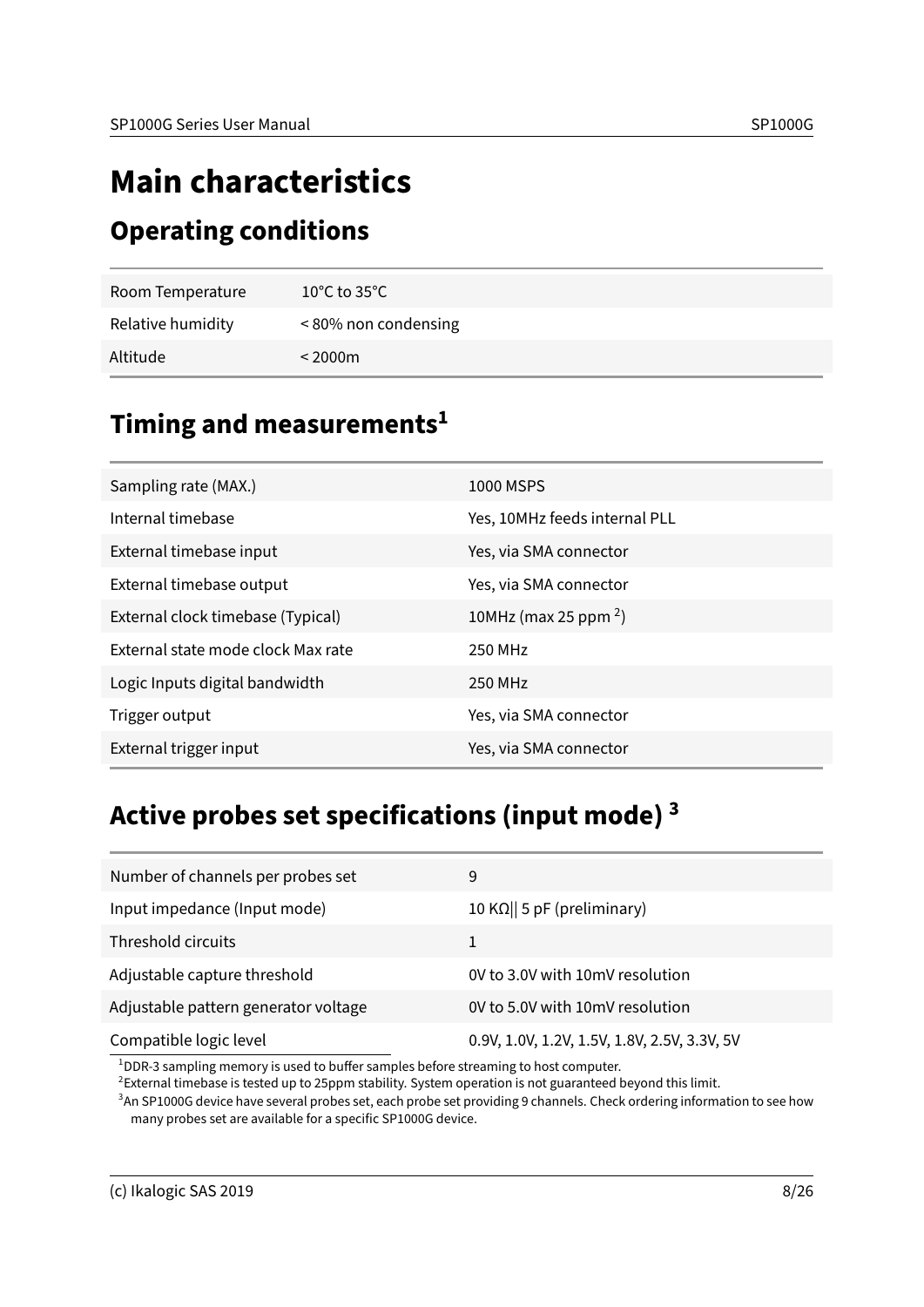# Main characteristics

## Operating conditions

| | |
|---|---|
| Room Temperature | 10°C to 35°C |
| Relative humidity | < 80% non condensing |
| Altitude | < 2000m |

## Timing and measurements[1]

| | |
|---|---|
| Sampling rate (MAX.) | 1000 MSPS |
| Internal timebase | Yes, 10MHz feeds internal PLL |
| External timebase input | Yes, via SMA connector |
| External timebase output | Yes, via SMA connector |
| External clock timebase (Typical) | 10MHz (max 25 ppm [2]) |
| External state mode clock Max rate | 250 MHz |
| Logic Inputs digital bandwidth | 250 MHz |
| Trigger output | Yes, via SMA connector |
| External trigger input | Yes, via SMA connector |

## Active probes set specifications (input mode) [3]

| | |
|---|---|
| Number of channels per probes set | 9 |
| Input impedance (Input mode) | 10 KΩ‖ 5 pF (preliminary) |
| Threshold circuits | 1 |
| Adjustable capture threshold | 0V to 3.0V with 10mV resolution |
| Adjustable pattern generator voltage | 0V to 5.0V with 10mV resolution |
| Compatible logic level | 0.9V, 1.0V, 1.2V, 1.5V, 1.8V, 2.5V, 3.3V, 5V |

[1] DDR-3 sampling memory is used to buffer samples before streaming to host computer.

[2] External timebase is tested up to 25ppm stability. System operation is not guaranteed beyond this limit.

[3] An SP1000G device have several probes set, each probe set providing 9 channels. Check ordering information to see how many probes set are available for a specific SP1000G device.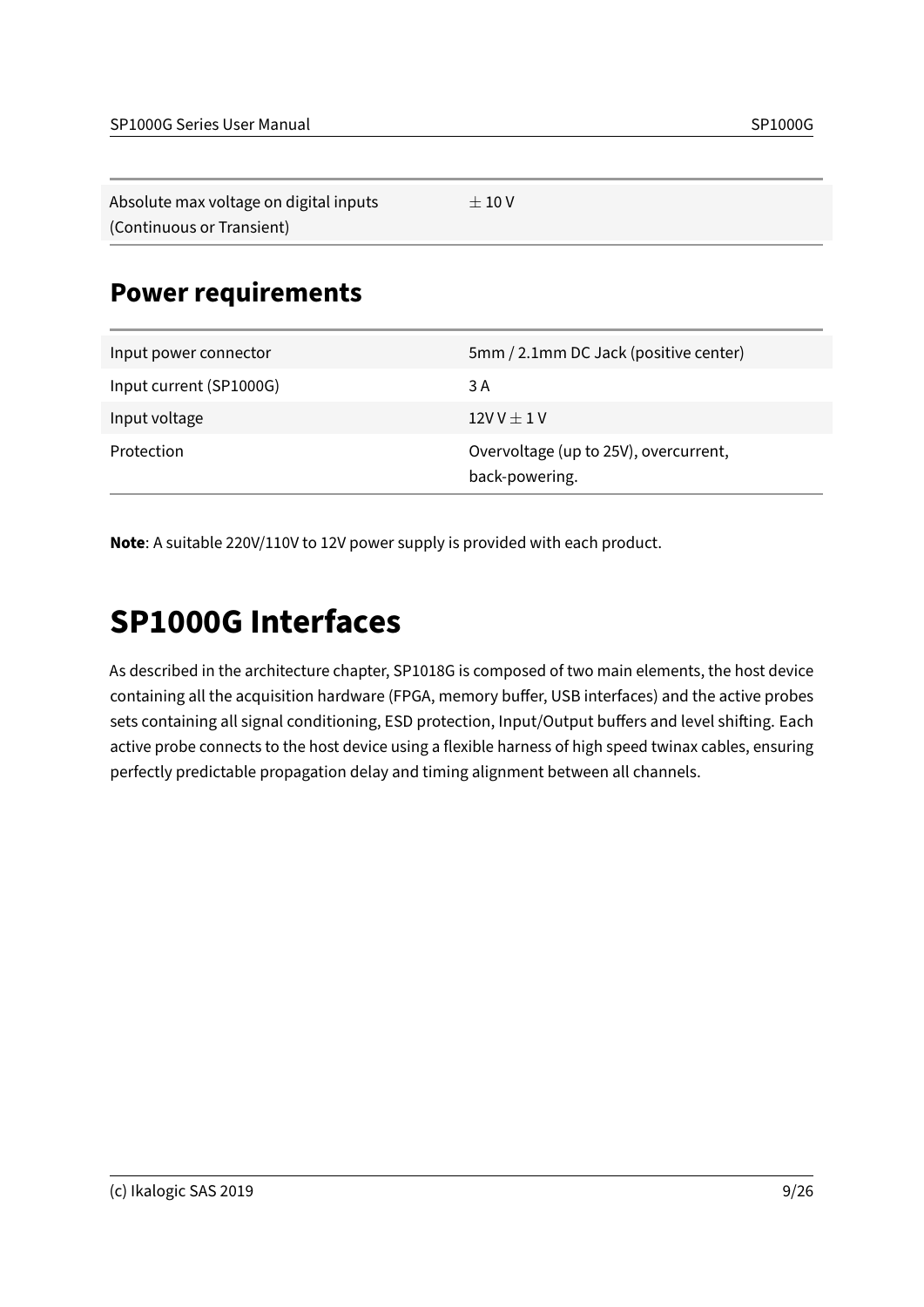| | |
|---|---|
| Absolute max voltage on digital inputs (Continuous or Transient) | $\pm$ 10 V |

## Power requirements

| | |
|---|---|
| Input power connector | 5mm / 2.1mm DC Jack (positive center) |
| Input current (SP1000G) | 3 A |
| Input voltage | 12V V $\pm$ 1 V |
| Protection | Overvoltage (up to 25V), overcurrent, back-powering. |

**Note**: A suitable 220V/110V to 12V power supply is provided with each product.

# SP1000G Interfaces

As described in the architecture chapter, SP1018G is composed of two main elements, the host device containing all the acquisition hardware (FPGA, memory buffer, USB interfaces) and the active probes sets containing all signal conditioning, ESD protection, Input/Output buffers and level shifting. Each active probe connects to the host device using a flexible harness of high speed twinax cables, ensuring perfectly predictable propagation delay and timing alignment between all channels.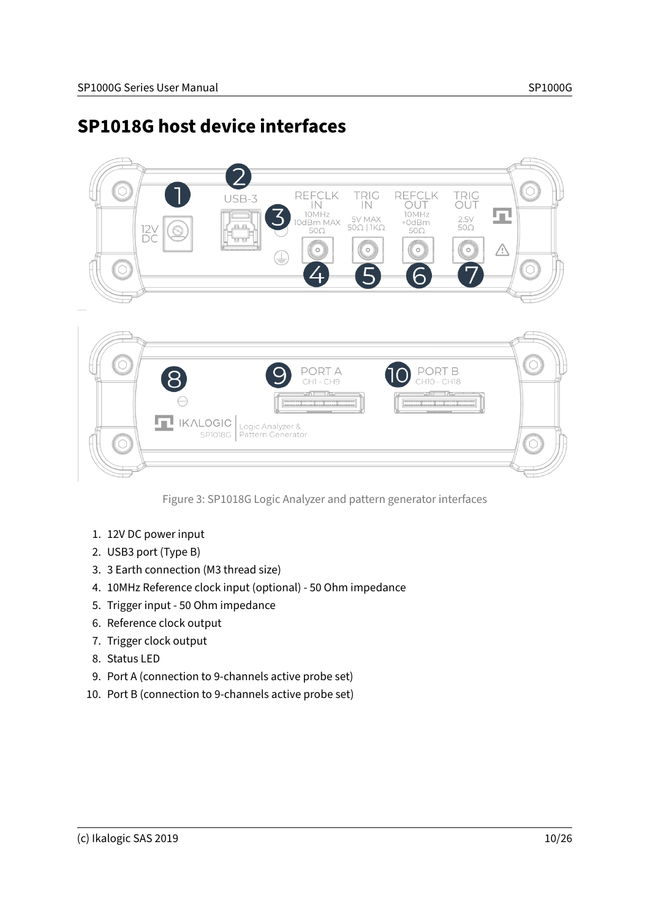# SP1018G host device interfaces

Figure 3: SP1018G Logic Analyzer and pattern generator interfaces

1. 12V DC power input
2. USB3 port (Type B)
3. 3 Earth connection (M3 thread size)
4. 10MHz Reference clock input (optional) - 50 Ohm impedance
5. Trigger input - 50 Ohm impedance
6. Reference clock output
7. Trigger clock output
8. Status LED
9. Port A (connection to 9-channels active probe set)
10. Port B (connection to 9-channels active probe set)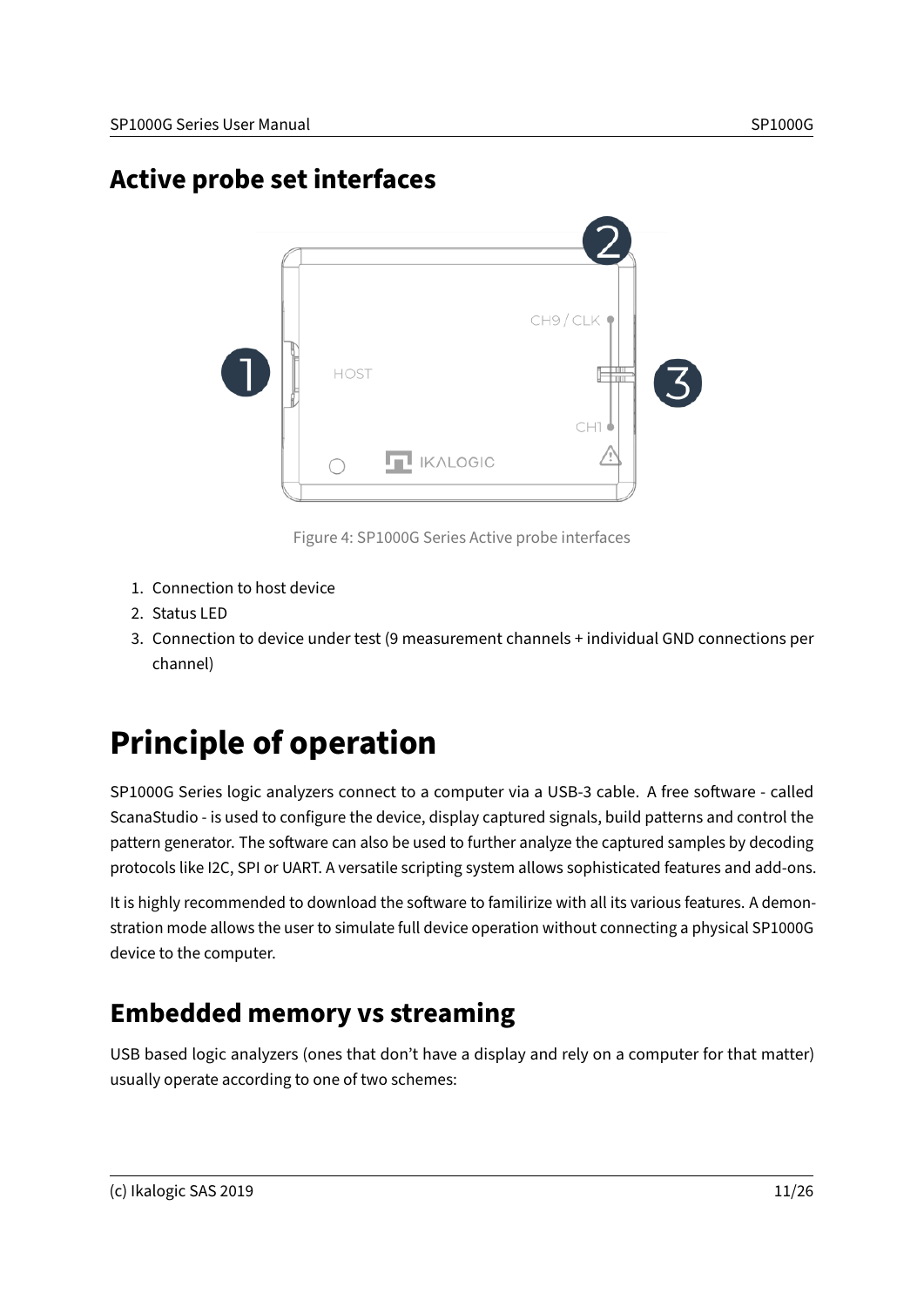## Active probe set interfaces

Figure 4: SP1000G Series Active probe interfaces

1. Connection to host device
2. Status LED
3. Connection to device under test (9 measurement channels + individual GND connections per channel)

# Principle of operation

SP1000G Series logic analyzers connect to a computer via a USB-3 cable. A free software - called ScanaStudio - is used to configure the device, display captured signals, build patterns and control the pattern generator. The software can also be used to further analyze the captured samples by decoding protocols like I2C, SPI or UART. A versatile scripting system allows sophisticated features and add-ons.

It is highly recommended to download the software to familirize with all its various features. A demonstration mode allows the user to simulate full device operation without connecting a physical SP1000G device to the computer.

## Embedded memory vs streaming

USB based logic analyzers (ones that don't have a display and rely on a computer for that matter) usually operate according to one of two schemes: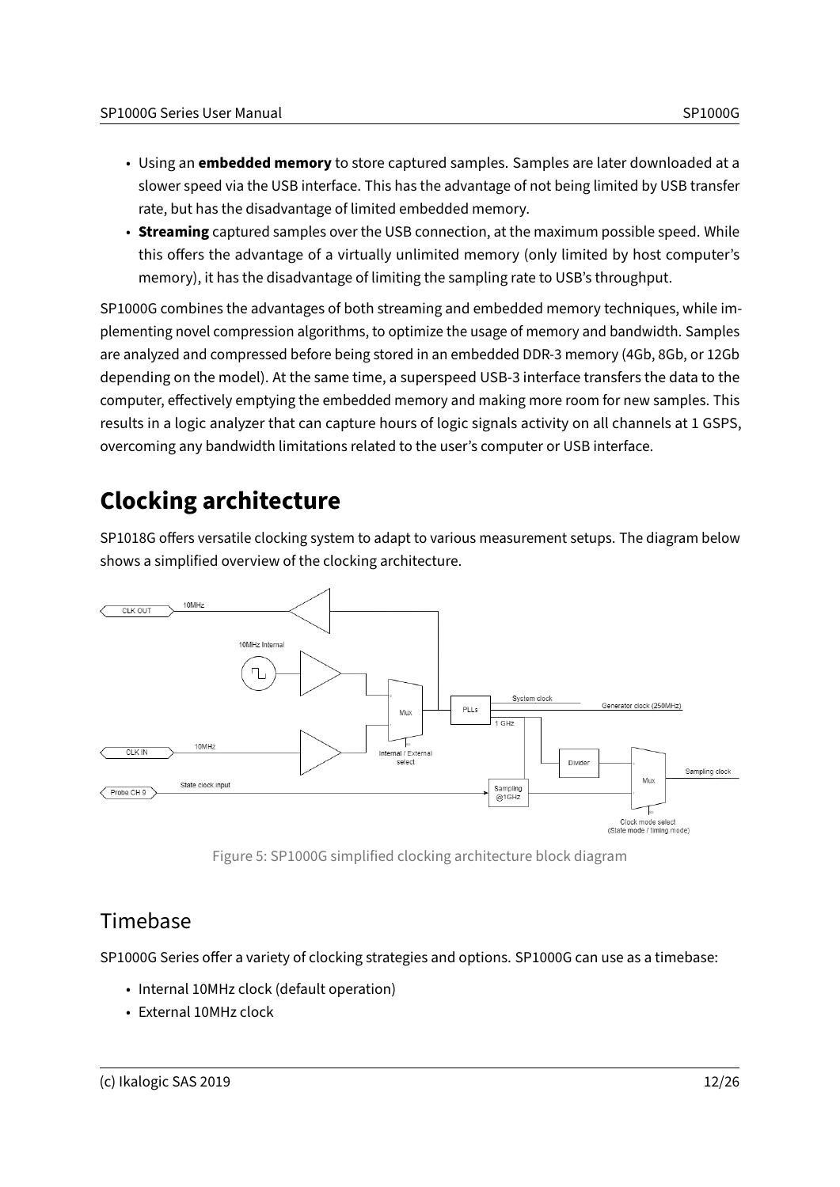- Using an **embedded memory** to store captured samples. Samples are later downloaded at a slower speed via the USB interface. This has the advantage of not being limited by USB transfer rate, but has the disadvantage of limited embedded memory.
- **Streaming** captured samples over the USB connection, at the maximum possible speed. While this offers the advantage of a virtually unlimited memory (only limited by host computer's memory), it has the disadvantage of limiting the sampling rate to USB's throughput.

SP1000G combines the advantages of both streaming and embedded memory techniques, while implementing novel compression algorithms, to optimize the usage of memory and bandwidth. Samples are analyzed and compressed before being stored in an embedded DDR-3 memory (4Gb, 8Gb, or 12Gb depending on the model). At the same time, a superspeed USB-3 interface transfers the data to the computer, effectively emptying the embedded memory and making more room for new samples. This results in a logic analyzer that can capture hours of logic signals activity on all channels at 1 GSPS, overcoming any bandwidth limitations related to the user's computer or USB interface.

# Clocking architecture

SP1018G offers versatile clocking system to adapt to various measurement setups. The diagram below shows a simplified overview of the clocking architecture.

Figure 5: SP1000G simplified clocking architecture block diagram

## Timebase

SP1000G Series offer a variety of clocking strategies and options. SP1000G can use as a timebase:

- Internal 10MHz clock (default operation)
- External 10MHz clock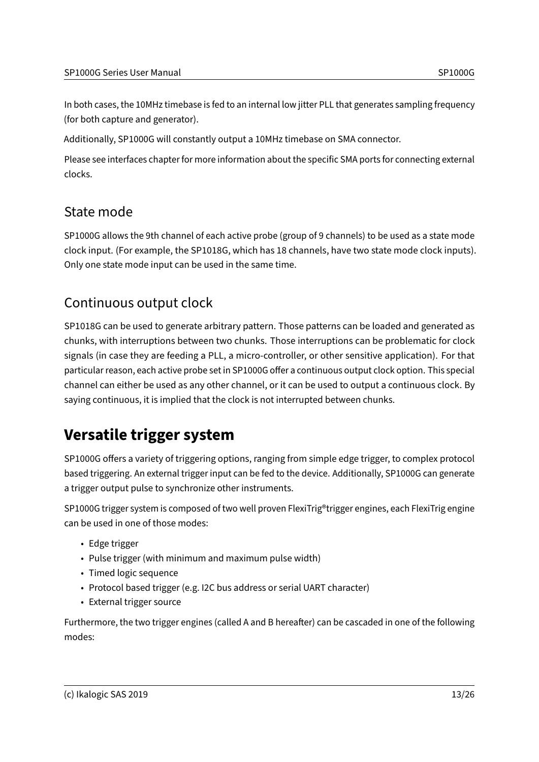In both cases, the 10MHz timebase is fed to an internal low jitter PLL that generates sampling frequency (for both capture and generator).

Additionally, SP1000G will constantly output a 10MHz timebase on SMA connector.

Please see interfaces chapter for more information about the specific SMA ports for connecting external clocks.

## State mode

SP1000G allows the 9th channel of each active probe (group of 9 channels) to be used as a state mode clock input. (For example, the SP1018G, which has 18 channels, have two state mode clock inputs). Only one state mode input can be used in the same time.

## Continuous output clock

SP1018G can be used to generate arbitrary pattern. Those patterns can be loaded and generated as chunks, with interruptions between two chunks. Those interruptions can be problematic for clock signals (in case they are feeding a PLL, a micro-controller, or other sensitive application). For that particular reason, each active probe set in SP1000G offer a continuous output clock option. This special channel can either be used as any other channel, or it can be used to output a continuous clock. By saying continuous, it is implied that the clock is not interrupted between chunks.

# Versatile trigger system

SP1000G offers a variety of triggering options, ranging from simple edge trigger, to complex protocol based triggering. An external trigger input can be fed to the device. Additionally, SP1000G can generate a trigger output pulse to synchronize other instruments.

SP1000G trigger system is composed of two well proven FlexiTrig®trigger engines, each FlexiTrig engine can be used in one of those modes:

- Edge trigger
- Pulse trigger (with minimum and maximum pulse width)
- Timed logic sequence
- Protocol based trigger (e.g. I2C bus address or serial UART character)
- External trigger source

Furthermore, the two trigger engines (called A and B hereafter) can be cascaded in one of the following modes: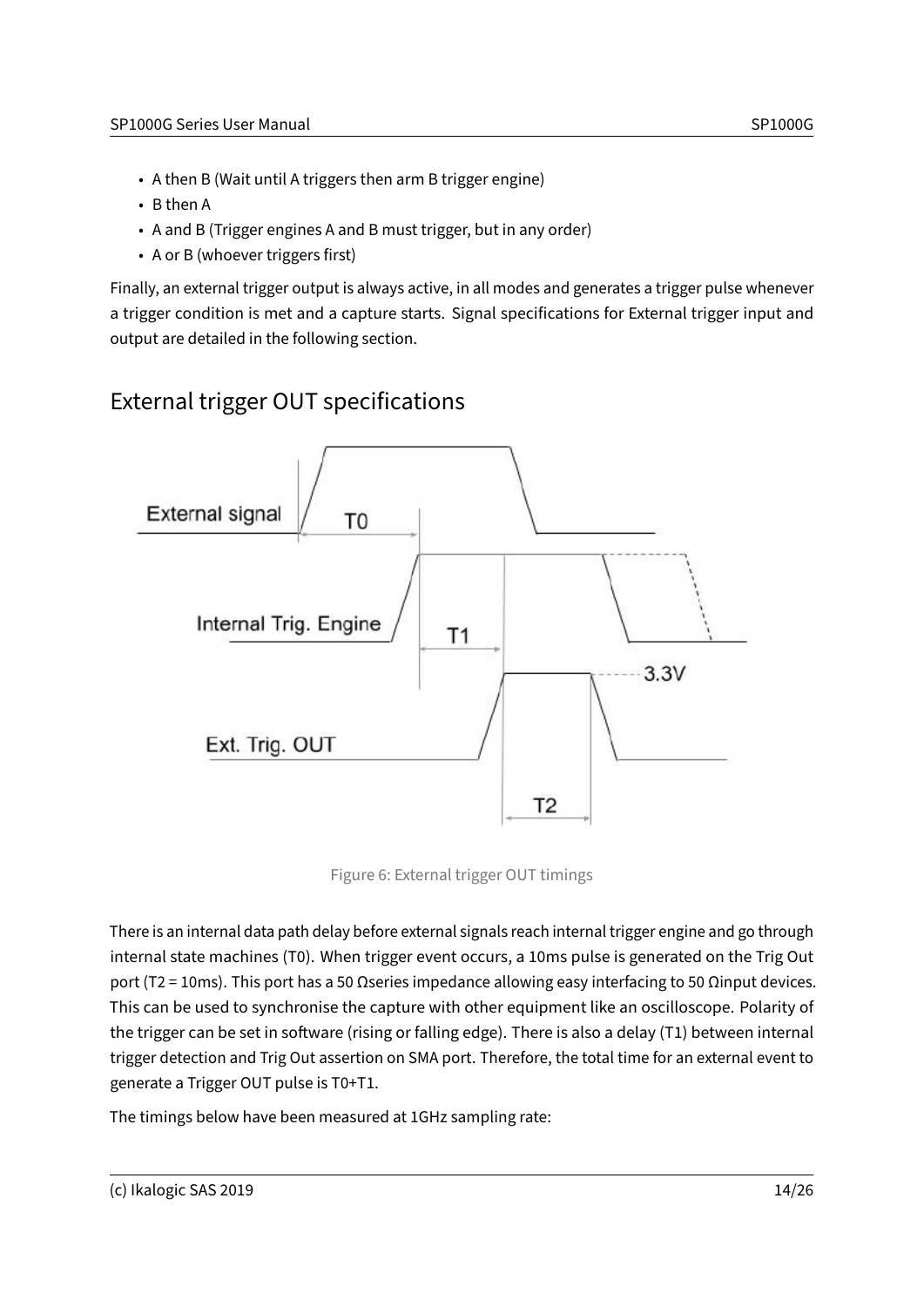- A then B (Wait until A triggers then arm B trigger engine)
- B then A
- A and B (Trigger engines A and B must trigger, but in any order)
- A or B (whoever triggers first)

Finally, an external trigger output is always active, in all modes and generates a trigger pulse whenever a trigger condition is met and a capture starts. Signal specifications for External trigger input and output are detailed in the following section.

## External trigger OUT specifications

Figure 6: External trigger OUT timings

There is an internal data path delay before external signals reach internal trigger engine and go through internal state machines (T0). When trigger event occurs, a 10ms pulse is generated on the Trig Out port (T2 = 10ms). This port has a 50 Ωseries impedance allowing easy interfacing to 50 Ωinput devices. This can be used to synchronise the capture with other equipment like an oscilloscope. Polarity of the trigger can be set in software (rising or falling edge). There is also a delay (T1) between internal trigger detection and Trig Out assertion on SMA port. Therefore, the total time for an external event to generate a Trigger OUT pulse is T0+T1.

The timings below have been measured at 1GHz sampling rate: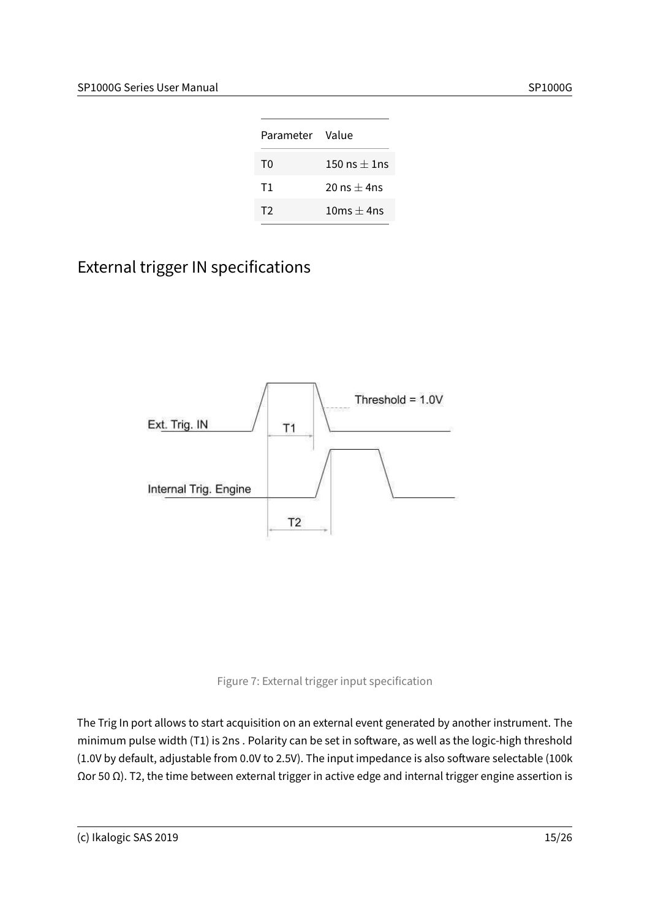| Parameter | Value |
| --- | --- |
| T0 | 150 ns $\pm$ 1ns |
| T1 | 20 ns $\pm$ 4ns |
| T2 | 10ms $\pm$ 4ns |

## External trigger IN specifications

Figure 7: External trigger input specification

The Trig In port allows to start acquisition on an external event generated by another instrument. The minimum pulse width (T1) is 2ns . Polarity can be set in software, as well as the logic-high threshold (1.0V by default, adjustable from 0.0V to 2.5V). The input impedance is also software selectable (100k Ωor 50 Ω). T2, the time between external trigger in active edge and internal trigger engine assertion is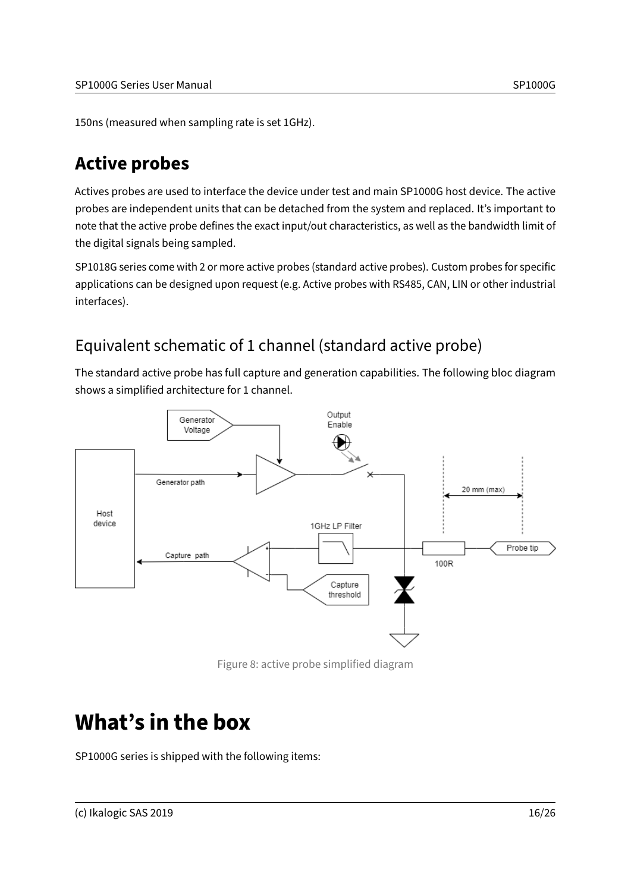150ns (measured when sampling rate is set 1GHz).

## Active probes

Actives probes are used to interface the device under test and main SP1000G host device. The active probes are independent units that can be detached from the system and replaced. It's important to note that the active probe defines the exact input/out characteristics, as well as the bandwidth limit of the digital signals being sampled.

SP1018G series come with 2 or more active probes (standard active probes). Custom probes for specific applications can be designed upon request (e.g. Active probes with RS485, CAN, LIN or other industrial interfaces).

### Equivalent schematic of 1 channel (standard active probe)

The standard active probe has full capture and generation capabilities. The following bloc diagram shows a simplified architecture for 1 channel.

Figure 8: active probe simplified diagram

# What's in the box

SP1000G series is shipped with the following items: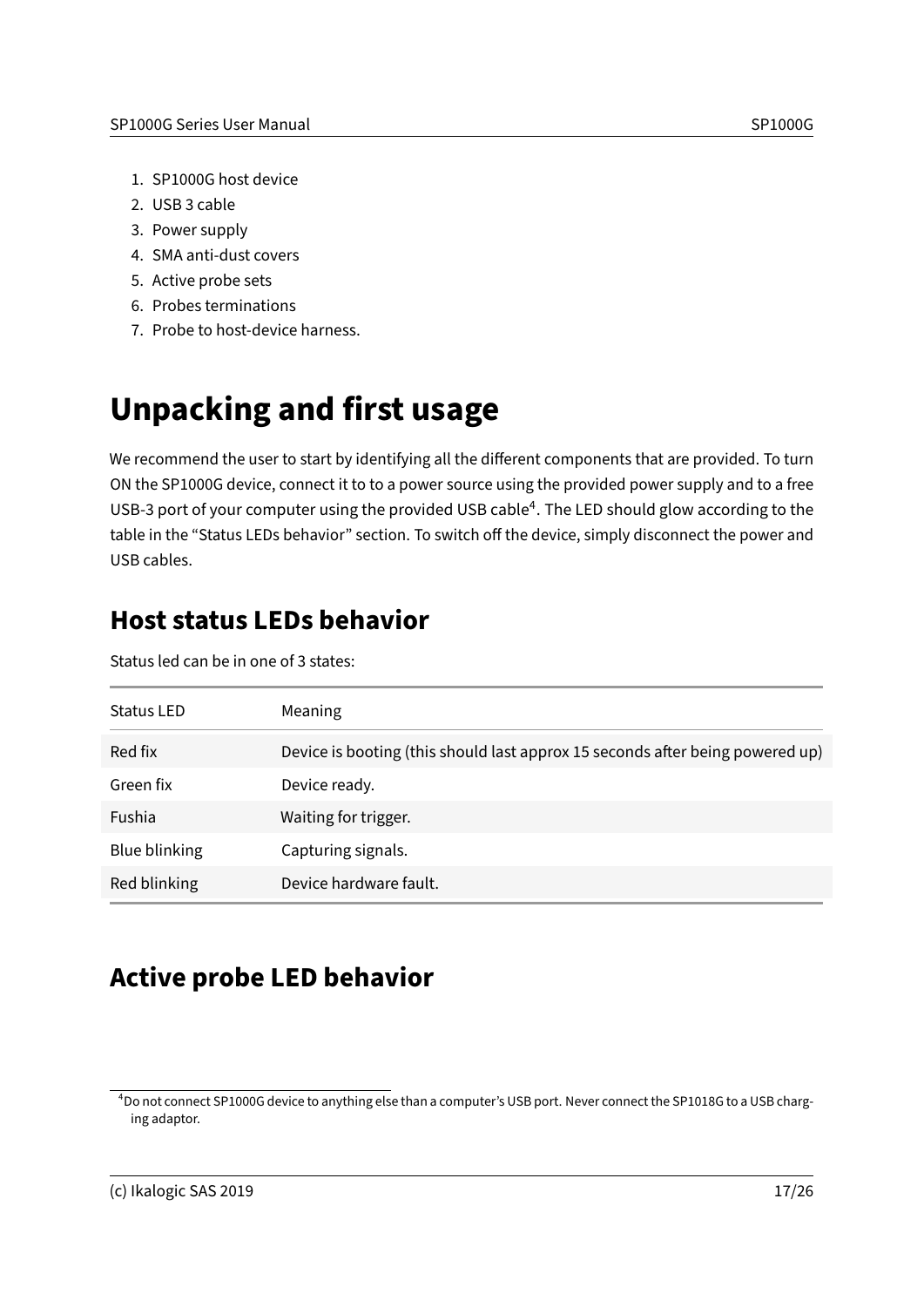1. SP1000G host device
2. USB 3 cable
3. Power supply
4. SMA anti-dust covers
5. Active probe sets
6. Probes terminations
7. Probe to host-device harness.

# Unpacking and first usage

We recommend the user to start by identifying all the different components that are provided. To turn ON the SP1000G device, connect it to to a power source using the provided power supply and to a free USB-3 port of your computer using the provided USB cable[4]. The LED should glow according to the table in the "Status LEDs behavior" section. To switch off the device, simply disconnect the power and USB cables.

## Host status LEDs behavior

Status led can be in one of 3 states:

| Status LED | Meaning |
|---|---|
| Red fix | Device is booting (this should last approx 15 seconds after being powered up) |
| Green fix | Device ready. |
| Fushia | Waiting for trigger. |
| Blue blinking | Capturing signals. |
| Red blinking | Device hardware fault. |

## Active probe LED behavior

[4] Do not connect SP1000G device to anything else than a computer's USB port. Never connect the SP1018G to a USB charging adaptor.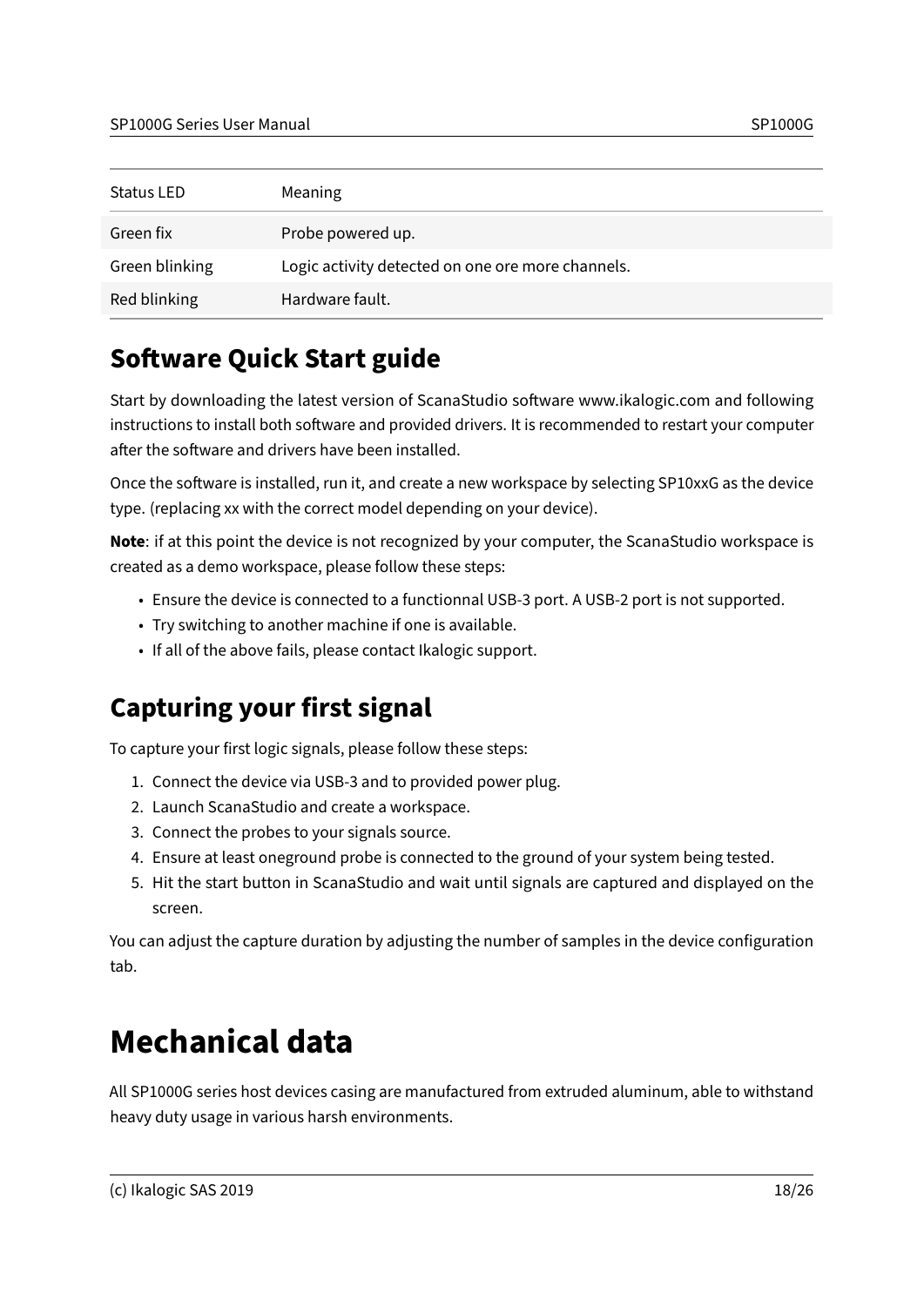| Status LED | Meaning |
| --- | --- |
| Green fix | Probe powered up. |
| Green blinking | Logic activity detected on one ore more channels. |
| Red blinking | Hardware fault. |

## Software Quick Start guide

Start by downloading the latest version of ScanaStudio software www.ikalogic.com and following instructions to install both software and provided drivers. It is recommended to restart your computer after the software and drivers have been installed.

Once the software is installed, run it, and create a new workspace by selecting SP10xxG as the device type. (replacing xx with the correct model depending on your device).

**Note**: if at this point the device is not recognized by your computer, the ScanaStudio workspace is created as a demo workspace, please follow these steps:

- Ensure the device is connected to a functionnal USB-3 port. A USB-2 port is not supported.
- Try switching to another machine if one is available.
- If all of the above fails, please contact Ikalogic support.

## Capturing your first signal

To capture your first logic signals, please follow these steps:

1. Connect the device via USB-3 and to provided power plug.
2. Launch ScanaStudio and create a workspace.
3. Connect the probes to your signals source.
4. Ensure at least oneground probe is connected to the ground of your system being tested.
5. Hit the start button in ScanaStudio and wait until signals are captured and displayed on the screen.

You can adjust the capture duration by adjusting the number of samples in the device configuration tab.

# Mechanical data

All SP1000G series host devices casing are manufactured from extruded aluminum, able to withstand heavy duty usage in various harsh environments.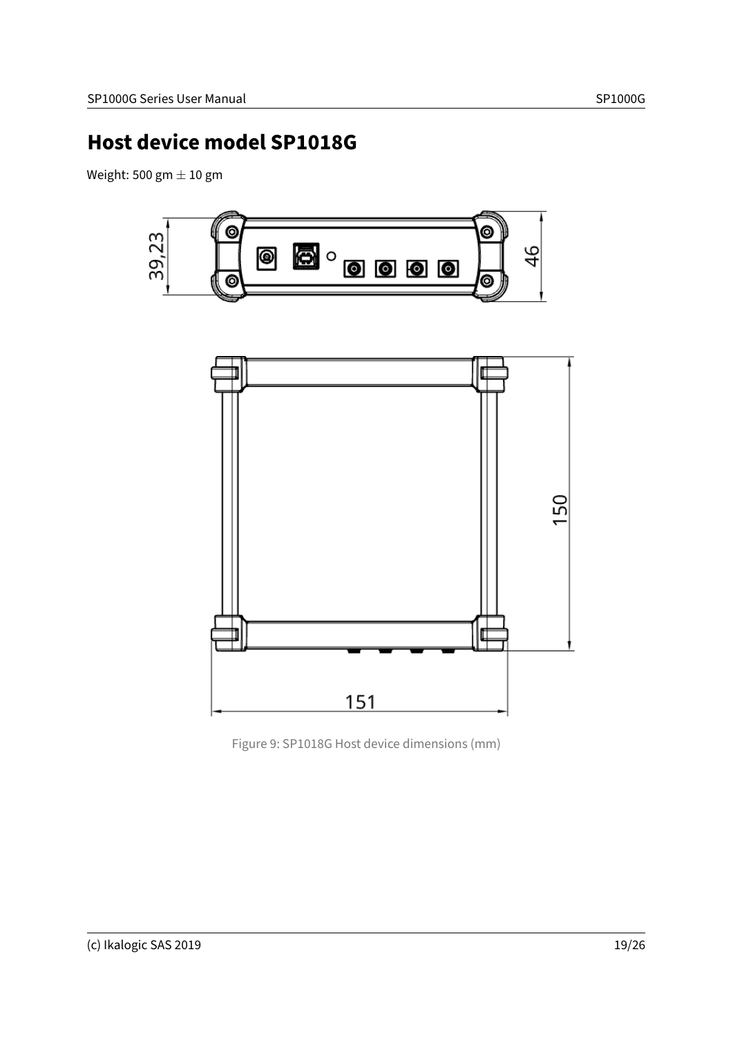# Host device model SP1018G

Weight: 500 gm $\pm$ 10 gm

Figure 9: SP1018G Host device dimensions (mm)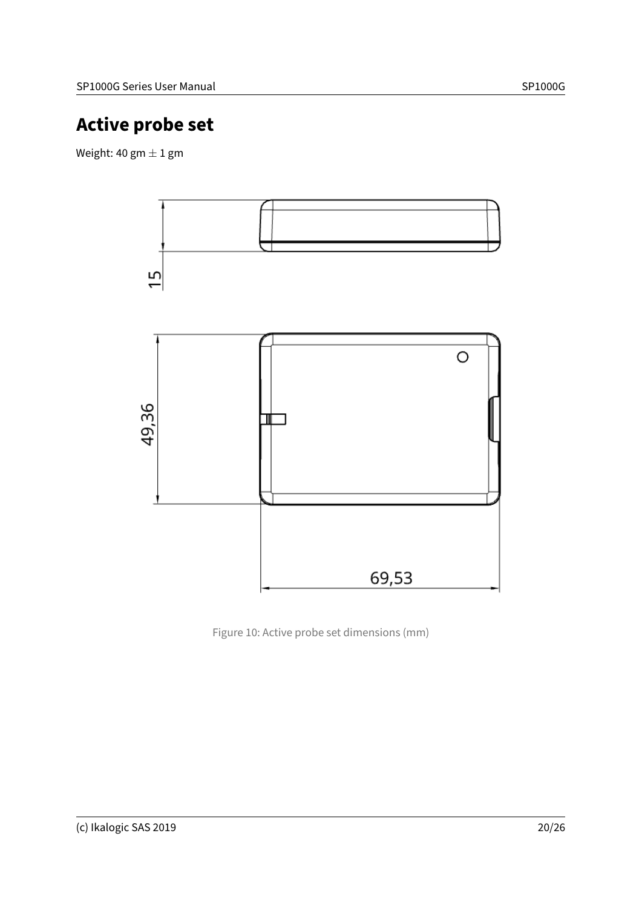# Active probe set

Weight: 40 gm $\pm$ 1 gm

Figure 10: Active probe set dimensions (mm)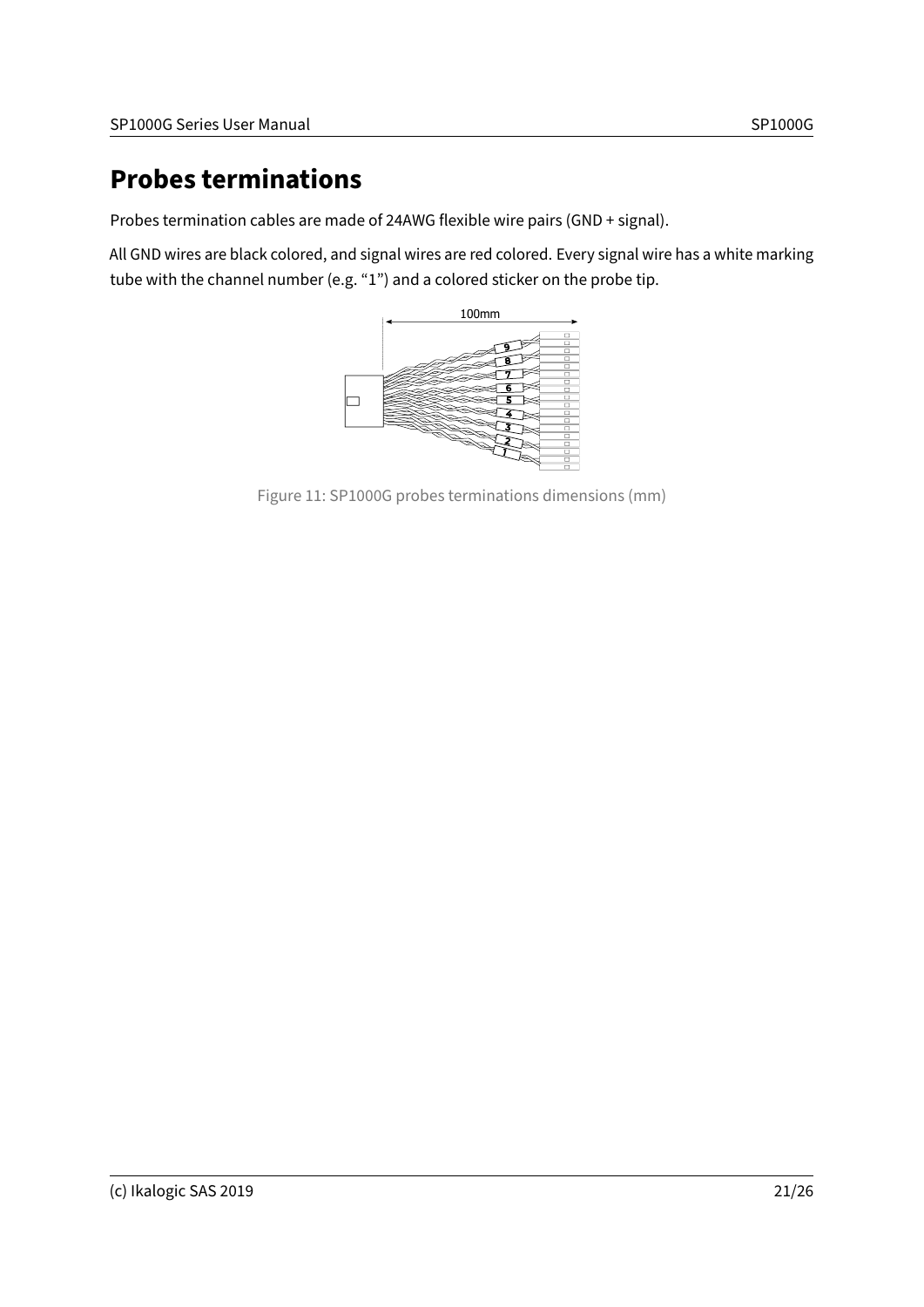# Probes terminations

Probes termination cables are made of 24AWG flexible wire pairs (GND + signal).

All GND wires are black colored, and signal wires are red colored. Every signal wire has a white marking tube with the channel number (e.g. “1”) and a colored sticker on the probe tip.

Figure 11: SP1000G probes terminations dimensions (mm)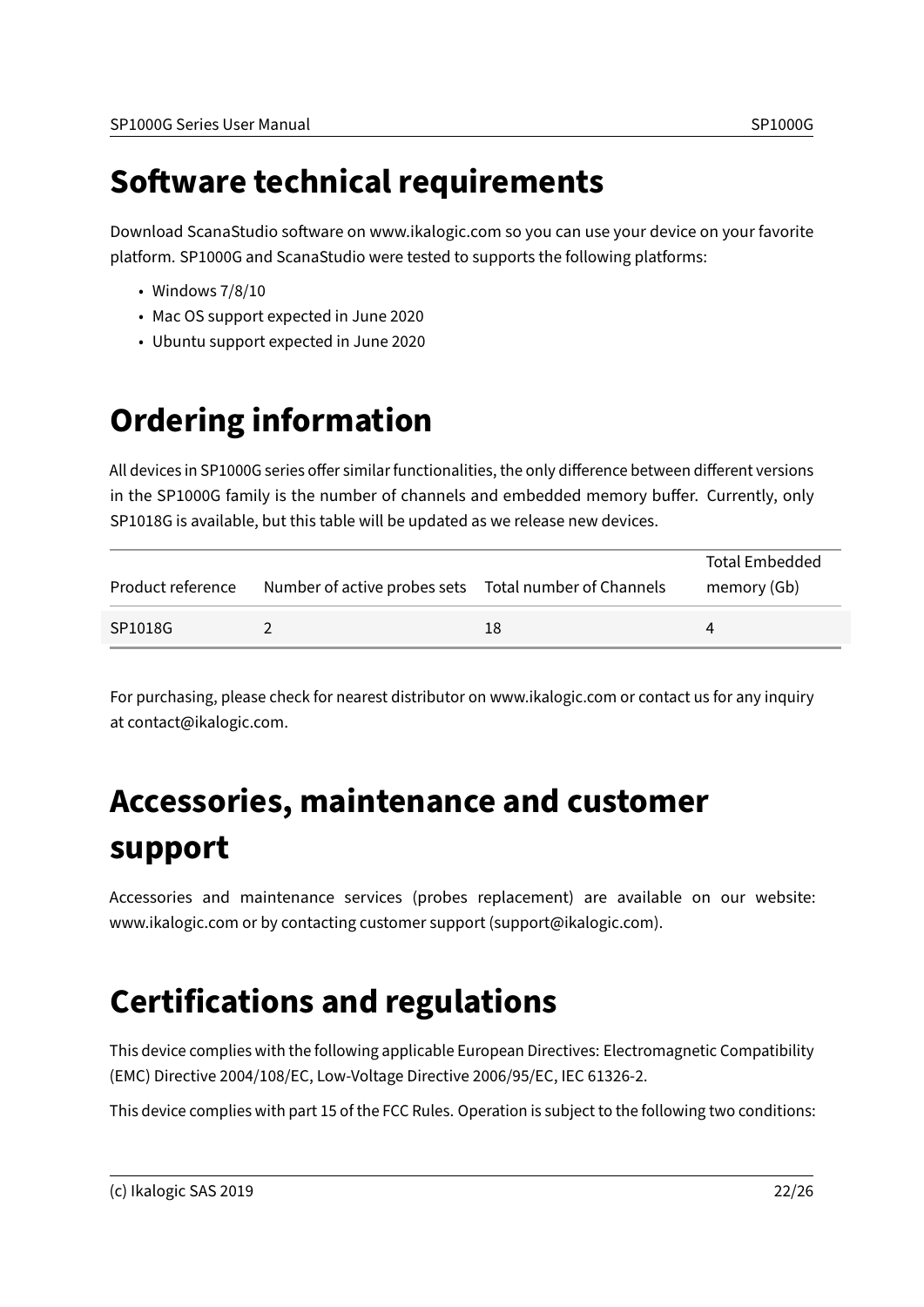# Software technical requirements

Download ScanaStudio software on www.ikalogic.com so you can use your device on your favorite platform. SP1000G and ScanaStudio were tested to supports the following platforms:

- Windows 7/8/10
- Mac OS support expected in June 2020
- Ubuntu support expected in June 2020

# Ordering information

All devices in SP1000G series offer similar functionalities, the only difference between different versions in the SP1000G family is the number of channels and embedded memory buffer. Currently, only SP1018G is available, but this table will be updated as we release new devices.

| Product reference | Number of active probes sets | Total number of Channels | Total Embedded memory (Gb) |
|---|---|---|---|
| SP1018G | 2 | 18 | 4 |

For purchasing, please check for nearest distributor on www.ikalogic.com or contact us for any inquiry at contact@ikalogic.com.

# Accessories, maintenance and customer support

Accessories and maintenance services (probes replacement) are available on our website: www.ikalogic.com or by contacting customer support (support@ikalogic.com).

# Certifications and regulations

This device complies with the following applicable European Directives: Electromagnetic Compatibility (EMC) Directive 2004/108/EC, Low-Voltage Directive 2006/95/EC, IEC 61326-2.

This device complies with part 15 of the FCC Rules. Operation is subject to the following two conditions: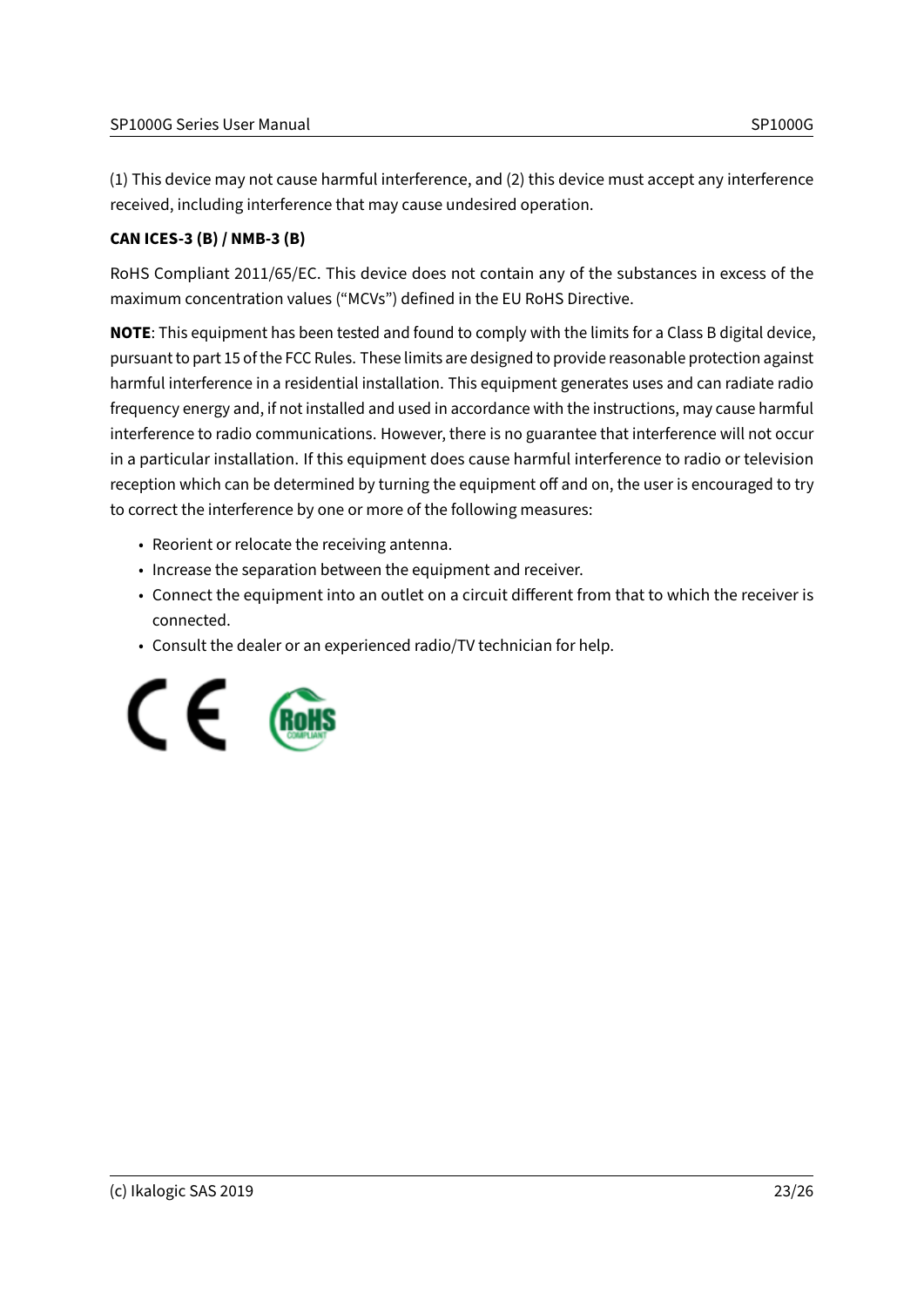(1) This device may not cause harmful interference, and (2) this device must accept any interference received, including interference that may cause undesired operation.

**CAN ICES-3 (B) / NMB-3 (B)**

RoHS Compliant 2011/65/EC. This device does not contain any of the substances in excess of the maximum concentration values ("MCVs") defined in the EU RoHS Directive.

**NOTE**: This equipment has been tested and found to comply with the limits for a Class B digital device, pursuant to part 15 of the FCC Rules. These limits are designed to provide reasonable protection against harmful interference in a residential installation. This equipment generates uses and can radiate radio frequency energy and, if not installed and used in accordance with the instructions, may cause harmful interference to radio communications. However, there is no guarantee that interference will not occur in a particular installation. If this equipment does cause harmful interference to radio or television reception which can be determined by turning the equipment off and on, the user is encouraged to try to correct the interference by one or more of the following measures:

- Reorient or relocate the receiving antenna.
- Increase the separation between the equipment and receiver.
- Connect the equipment into an outlet on a circuit different from that to which the receiver is connected.
- Consult the dealer or an experienced radio/TV technician for help.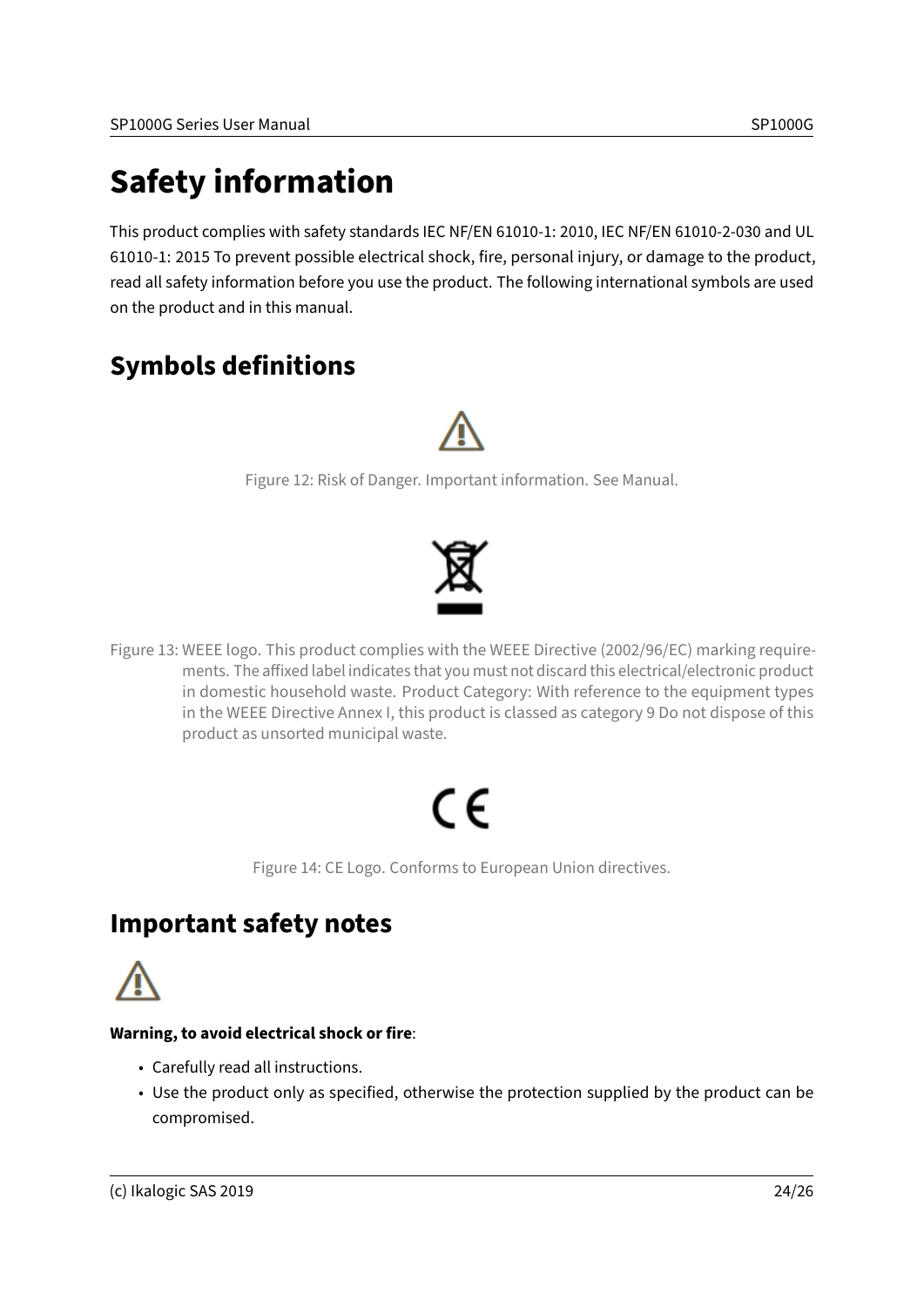# Safety information

This product complies with safety standards IEC NF/EN 61010-1: 2010, IEC NF/EN 61010-2-030 and UL 61010-1: 2015 To prevent possible electrical shock, fire, personal injury, or damage to the product, read all safety information before you use the product. The following international symbols are used on the product and in this manual.

## Symbols definitions

Figure 12: Risk of Danger. Important information. See Manual.

Figure 13: WEEE logo. This product complies with the WEEE Directive (2002/96/EC) marking requirements. The affixed label indicates that you must not discard this electrical/electronic product in domestic household waste. Product Category: With reference to the equipment types in the WEEE Directive Annex I, this product is classed as category 9 Do not dispose of this product as unsorted municipal waste.

Figure 14: CE Logo. Conforms to European Union directives.

## Important safety notes

**Warning, to avoid electrical shock or fire**:

- Carefully read all instructions.
- Use the product only as specified, otherwise the protection supplied by the product can be compromised.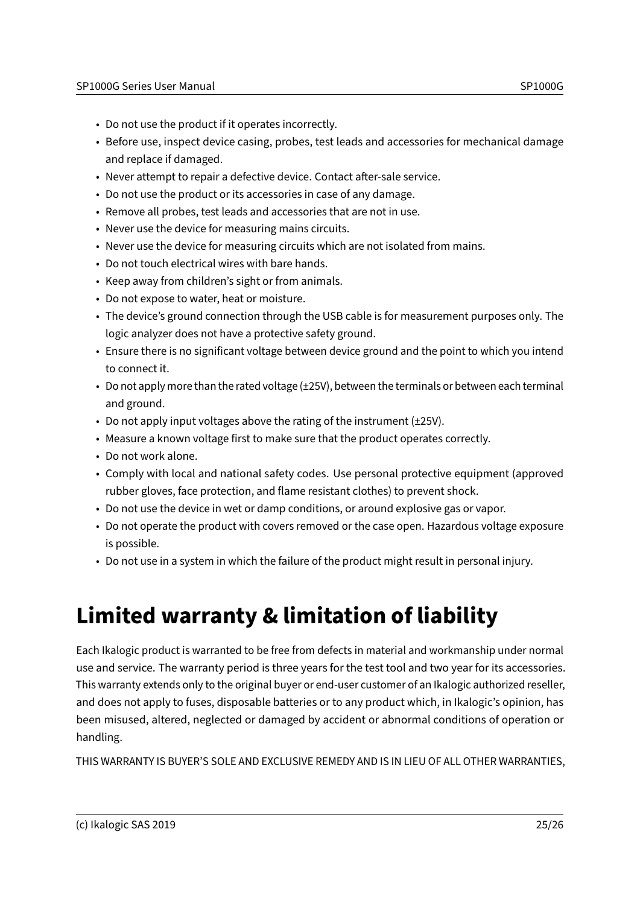- Do not use the product if it operates incorrectly.
- Before use, inspect device casing, probes, test leads and accessories for mechanical damage and replace if damaged.
- Never attempt to repair a defective device. Contact after-sale service.
- Do not use the product or its accessories in case of any damage.
- Remove all probes, test leads and accessories that are not in use.
- Never use the device for measuring mains circuits.
- Never use the device for measuring circuits which are not isolated from mains.
- Do not touch electrical wires with bare hands.
- Keep away from children's sight or from animals.
- Do not expose to water, heat or moisture.
- The device's ground connection through the USB cable is for measurement purposes only. The logic analyzer does not have a protective safety ground.
- Ensure there is no significant voltage between device ground and the point to which you intend to connect it.
- Do not apply more than the rated voltage (±25V), between the terminals or between each terminal and ground.
- Do not apply input voltages above the rating of the instrument (±25V).
- Measure a known voltage first to make sure that the product operates correctly.
- Do not work alone.
- Comply with local and national safety codes. Use personal protective equipment (approved rubber gloves, face protection, and flame resistant clothes) to prevent shock.
- Do not use the device in wet or damp conditions, or around explosive gas or vapor.
- Do not operate the product with covers removed or the case open. Hazardous voltage exposure is possible.
- Do not use in a system in which the failure of the product might result in personal injury.

# Limited warranty & limitation of liability

Each Ikalogic product is warranted to be free from defects in material and workmanship under normal use and service. The warranty period is three years for the test tool and two year for its accessories. This warranty extends only to the original buyer or end-user customer of an Ikalogic authorized reseller, and does not apply to fuses, disposable batteries or to any product which, in Ikalogic's opinion, has been misused, altered, neglected or damaged by accident or abnormal conditions of operation or handling.

THIS WARRANTY IS BUYER'S SOLE AND EXCLUSIVE REMEDY AND IS IN LIEU OF ALL OTHER WARRANTIES,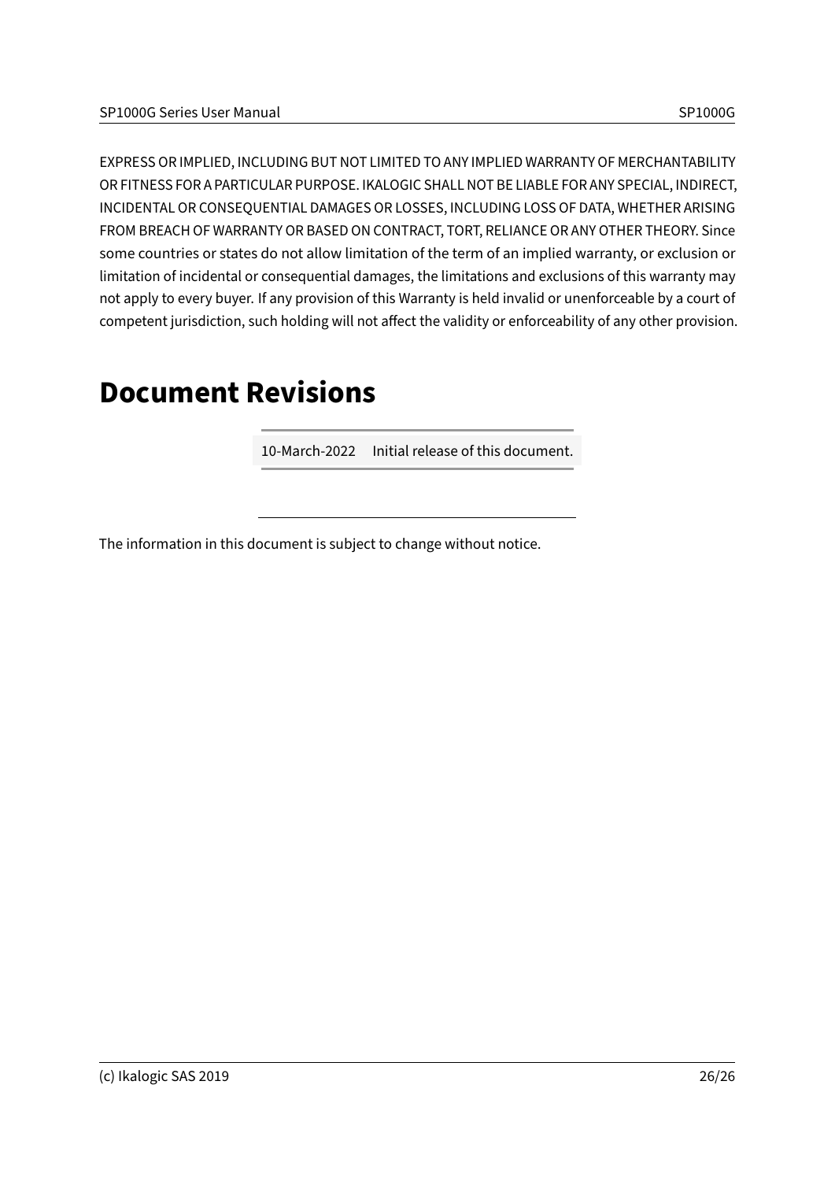EXPRESS OR IMPLIED, INCLUDING BUT NOT LIMITED TO ANY IMPLIED WARRANTY OF MERCHANTABILITY OR FITNESS FOR A PARTICULAR PURPOSE. IKALOGIC SHALL NOT BE LIABLE FOR ANY SPECIAL, INDIRECT, INCIDENTAL OR CONSEQUENTIAL DAMAGES OR LOSSES, INCLUDING LOSS OF DATA, WHETHER ARISING FROM BREACH OF WARRANTY OR BASED ON CONTRACT, TORT, RELIANCE OR ANY OTHER THEORY. Since some countries or states do not allow limitation of the term of an implied warranty, or exclusion or limitation of incidental or consequential damages, the limitations and exclusions of this warranty may not apply to every buyer. If any provision of this Warranty is held invalid or unenforceable by a court of competent jurisdiction, such holding will not affect the validity or enforceability of any other provision.

# Document Revisions

| | |
|---|---|
| 10-March-2022 | Initial release of this document. |

---

The information in this document is subject to change without notice.